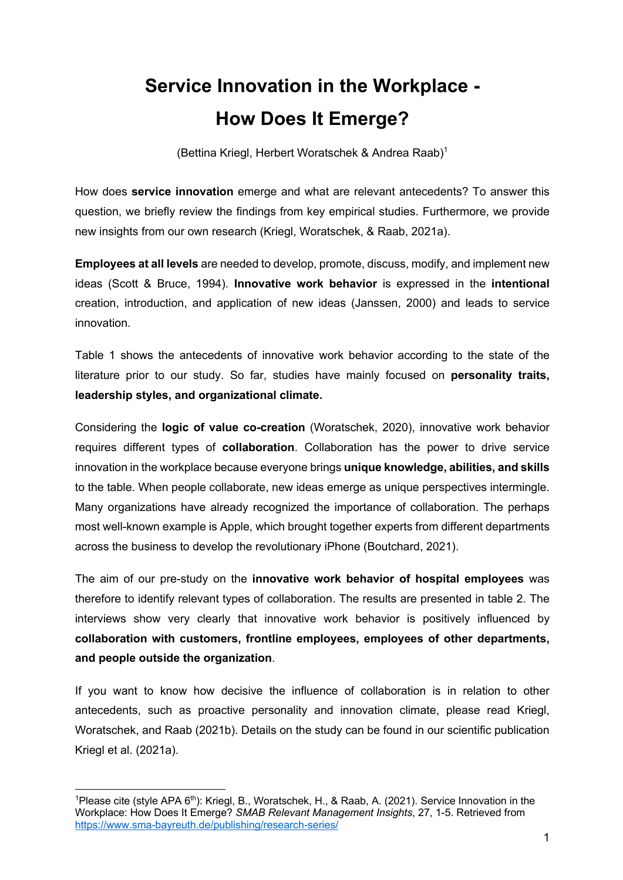# Service Innovation in the Workplace - How Does It Emerge?

(Bettina Kriegl, Herbert Woratschek & Andrea Raab)[1]

How does **service innovation** emerge and what are relevant antecedents? To answer this question, we briefly review the findings from key empirical studies. Furthermore, we provide new insights from our own research (Kriegl, Woratschek, & Raab, 2021a).

**Employees at all levels** are needed to develop, promote, discuss, modify, and implement new ideas (Scott & Bruce, 1994). **Innovative work behavior** is expressed in the **intentional** creation, introduction, and application of new ideas (Janssen, 2000) and leads to service innovation.

Table 1 shows the antecedents of innovative work behavior according to the state of the literature prior to our study. So far, studies have mainly focused on **personality traits, leadership styles, and organizational climate.**

Considering the **logic of value co-creation** (Woratschek, 2020), innovative work behavior requires different types of **collaboration**. Collaboration has the power to drive service innovation in the workplace because everyone brings **unique knowledge, abilities, and skills** to the table. When people collaborate, new ideas emerge as unique perspectives intermingle. Many organizations have already recognized the importance of collaboration. The perhaps most well-known example is Apple, which brought together experts from different departments across the business to develop the revolutionary iPhone (Boutchard, 2021).

The aim of our pre-study on the **innovative work behavior of hospital employees** was therefore to identify relevant types of collaboration. The results are presented in table 2. The interviews show very clearly that innovative work behavior is positively influenced by **collaboration with customers, frontline employees, employees of other departments, and people outside the organization**.

If you want to know how decisive the influence of collaboration is in relation to other antecedents, such as proactive personality and innovation climate, please read Kriegl, Woratschek, and Raab (2021b). Details on the study can be found in our scientific publication Kriegl et al. (2021a).

---

[1] Please cite (style APA 6th): Kriegl, B., Woratschek, H., & Raab, A. (2021). Service Innovation in the Workplace: How Does It Emerge? *SMAB Relevant Management Insights*, 27, 1-5. Retrieved from https://www.sma-bayreuth.de/publishing/research-series/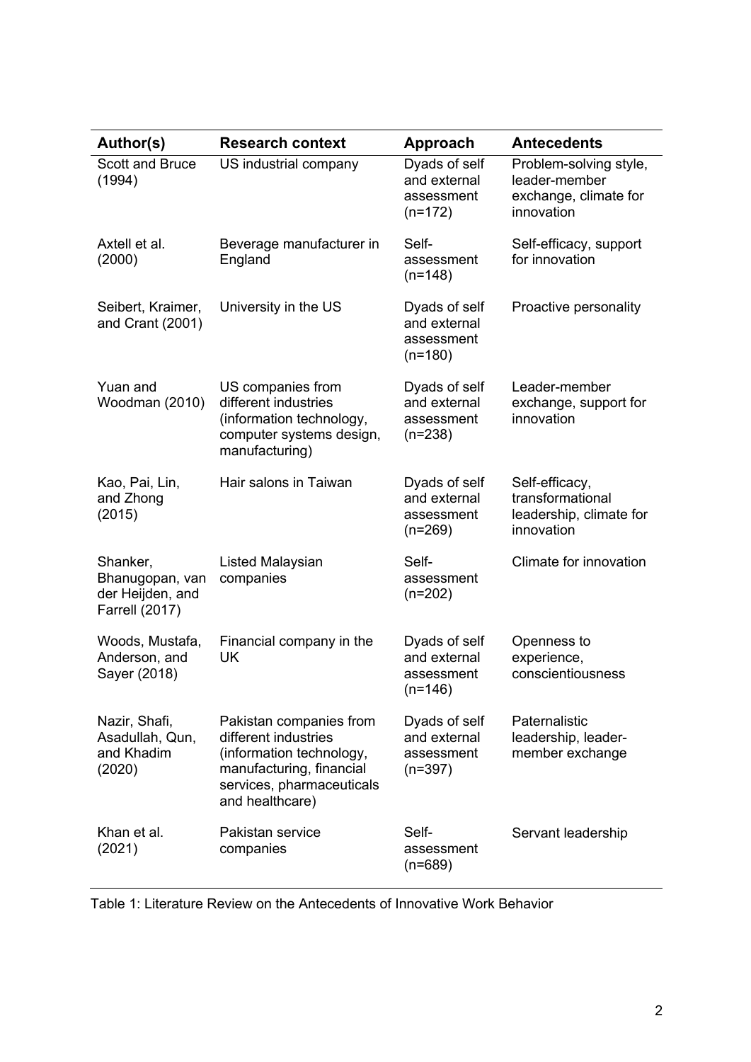| Author(s) | Research context | Approach | Antecedents |
|---|---|---|---|
| Scott and Bruce (1994) | US industrial company | Dyads of self and external assessment (n=172) | Problem-solving style, leader-member exchange, climate for innovation |
| Axtell et al. (2000) | Beverage manufacturer in England | Self-assessment (n=148) | Self-efficacy, support for innovation |
| Seibert, Kraimer, and Crant (2001) | University in the US | Dyads of self and external assessment (n=180) | Proactive personality |
| Yuan and Woodman (2010) | US companies from different industries (information technology, computer systems design, manufacturing) | Dyads of self and external assessment (n=238) | Leader-member exchange, support for innovation |
| Kao, Pai, Lin, and Zhong (2015) | Hair salons in Taiwan | Dyads of self and external assessment (n=269) | Self-efficacy, transformational leadership, climate for innovation |
| Shanker, Bhanugopan, van der Heijden, and Farrell (2017) | Listed Malaysian companies | Self-assessment (n=202) | Climate for innovation |
| Woods, Mustafa, Anderson, and Sayer (2018) | Financial company in the UK | Dyads of self and external assessment (n=146) | Openness to experience, conscientiousness |
| Nazir, Shafi, Asadullah, Qun, and Khadim (2020) | Pakistan companies from different industries (information technology, manufacturing, financial services, pharmaceuticals and healthcare) | Dyads of self and external assessment (n=397) | Paternalistic leadership, leader-member exchange |
| Khan et al. (2021) | Pakistan service companies | Self-assessment (n=689) | Servant leadership |

Table 1: Literature Review on the Antecedents of Innovative Work Behavior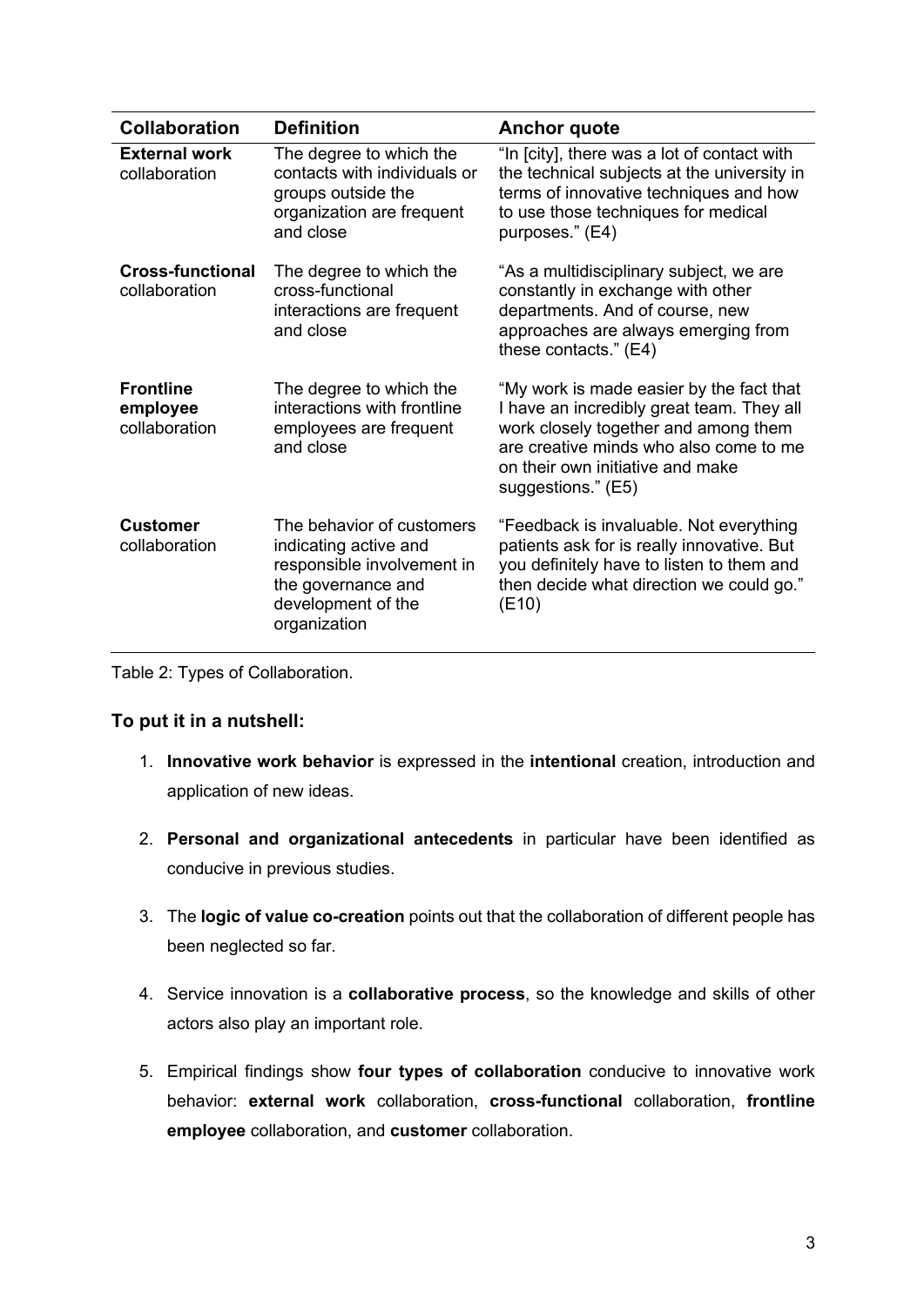| Collaboration | Definition | Anchor quote |
|---|---|---|
| **External work** collaboration | The degree to which the contacts with individuals or groups outside the organization are frequent and close | "In [city], there was a lot of contact with the technical subjects at the university in terms of innovative techniques and how to use those techniques for medical purposes." (E4) |
| **Cross-functional** collaboration | The degree to which the cross-functional interactions are frequent and close | "As a multidisciplinary subject, we are constantly in exchange with other departments. And of course, new approaches are always emerging from these contacts." (E4) |
| **Frontline employee** collaboration | The degree to which the interactions with frontline employees are frequent and close | "My work is made easier by the fact that I have an incredibly great team. They all work closely together and among them are creative minds who also come to me on their own initiative and make suggestions." (E5) |
| **Customer** collaboration | The behavior of customers indicating active and responsible involvement in the governance and development of the organization | "Feedback is invaluable. Not everything patients ask for is really innovative. But you definitely have to listen to them and then decide what direction we could go." (E10) |

Table 2: Types of Collaboration.

### To put it in a nutshell:

1. **Innovative work behavior** is expressed in the **intentional** creation, introduction and application of new ideas.

2. **Personal and organizational antecedents** in particular have been identified as conducive in previous studies.

3. The **logic of value co-creation** points out that the collaboration of different people has been neglected so far.

4. Service innovation is a **collaborative process**, so the knowledge and skills of other actors also play an important role.

5. Empirical findings show **four types of collaboration** conducive to innovative work behavior: **external work** collaboration, **cross-functional** collaboration, **frontline employee** collaboration, and **customer** collaboration.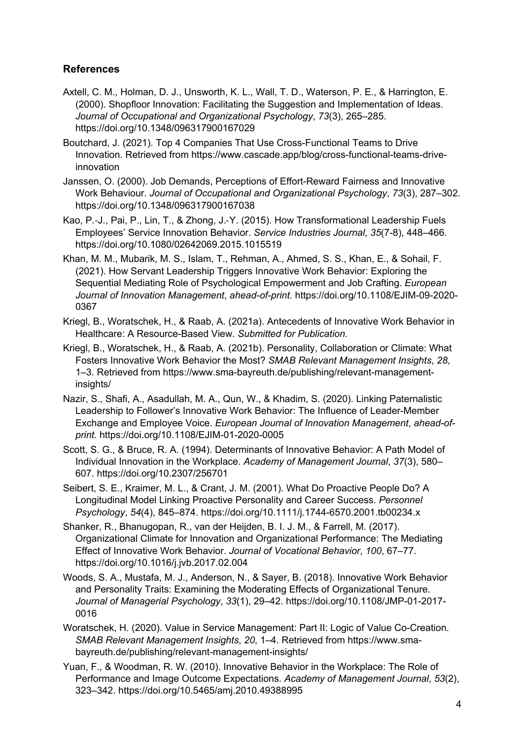## References

Axtell, C. M., Holman, D. J., Unsworth, K. L., Wall, T. D., Waterson, P. E., & Harrington, E. (2000). Shopfloor Innovation: Facilitating the Suggestion and Implementation of Ideas. *Journal of Occupational and Organizational Psychology*, *73*(3), 265–285. https://doi.org/10.1348/096317900167029

Boutchard, J. (2021). Top 4 Companies That Use Cross-Functional Teams to Drive Innovation. Retrieved from https://www.cascade.app/blog/cross-functional-teams-drive-innovation

Janssen, O. (2000). Job Demands, Perceptions of Effort-Reward Fairness and Innovative Work Behaviour. *Journal of Occupational and Organizational Psychology*, *73*(3), 287–302. https://doi.org/10.1348/096317900167038

Kao, P.-J., Pai, P., Lin, T., & Zhong, J.-Y. (2015). How Transformational Leadership Fuels Employees' Service Innovation Behavior. *Service Industries Journal*, *35*(7-8), 448–466. https://doi.org/10.1080/02642069.2015.1015519

Khan, M. M., Mubarik, M. S., Islam, T., Rehman, A., Ahmed, S. S., Khan, E., & Sohail, F. (2021). How Servant Leadership Triggers Innovative Work Behavior: Exploring the Sequential Mediating Role of Psychological Empowerment and Job Crafting. *European Journal of Innovation Management*, *ahead-of-print.* https://doi.org/10.1108/EJIM-09-2020-0367

Kriegl, B., Woratschek, H., & Raab, A. (2021a). Antecedents of Innovative Work Behavior in Healthcare: A Resource-Based View. *Submitted for Publication*.

Kriegl, B., Woratschek, H., & Raab, A. (2021b). Personality, Collaboration or Climate: What Fosters Innovative Work Behavior the Most? *SMAB Relevant Management Insights*, *28*, 1–3. Retrieved from https://www.sma-bayreuth.de/publishing/relevant-management-insights/

Nazir, S., Shafi, A., Asadullah, M. A., Qun, W., & Khadim, S. (2020). Linking Paternalistic Leadership to Follower's Innovative Work Behavior: The Influence of Leader-Member Exchange and Employee Voice. *European Journal of Innovation Management*, *ahead-of-print.* https://doi.org/10.1108/EJIM-01-2020-0005

Scott, S. G., & Bruce, R. A. (1994). Determinants of Innovative Behavior: A Path Model of Individual Innovation in the Workplace. *Academy of Management Journal*, *37*(3), 580–607. https://doi.org/10.2307/256701

Seibert, S. E., Kraimer, M. L., & Crant, J. M. (2001). What Do Proactive People Do? A Longitudinal Model Linking Proactive Personality and Career Success. *Personnel Psychology*, *54*(4), 845–874. https://doi.org/10.1111/j.1744-6570.2001.tb00234.x

Shanker, R., Bhanugopan, R., van der Heijden, B. I. J. M., & Farrell, M. (2017). Organizational Climate for Innovation and Organizational Performance: The Mediating Effect of Innovative Work Behavior. *Journal of Vocational Behavior*, *100*, 67–77. https://doi.org/10.1016/j.jvb.2017.02.004

Woods, S. A., Mustafa, M. J., Anderson, N., & Sayer, B. (2018). Innovative Work Behavior and Personality Traits: Examining the Moderating Effects of Organizational Tenure. *Journal of Managerial Psychology*, *33*(1), 29–42. https://doi.org/10.1108/JMP-01-2017-0016

Woratschek, H. (2020). Value in Service Management: Part II: Logic of Value Co-Creation. *SMAB Relevant Management Insights*, *20*, 1–4. Retrieved from https://www.sma-bayreuth.de/publishing/relevant-management-insights/

Yuan, F., & Woodman, R. W. (2010). Innovative Behavior in the Workplace: The Role of Performance and Image Outcome Expectations. *Academy of Management Journal*, *53*(2), 323–342. https://doi.org/10.5465/amj.2010.49388995